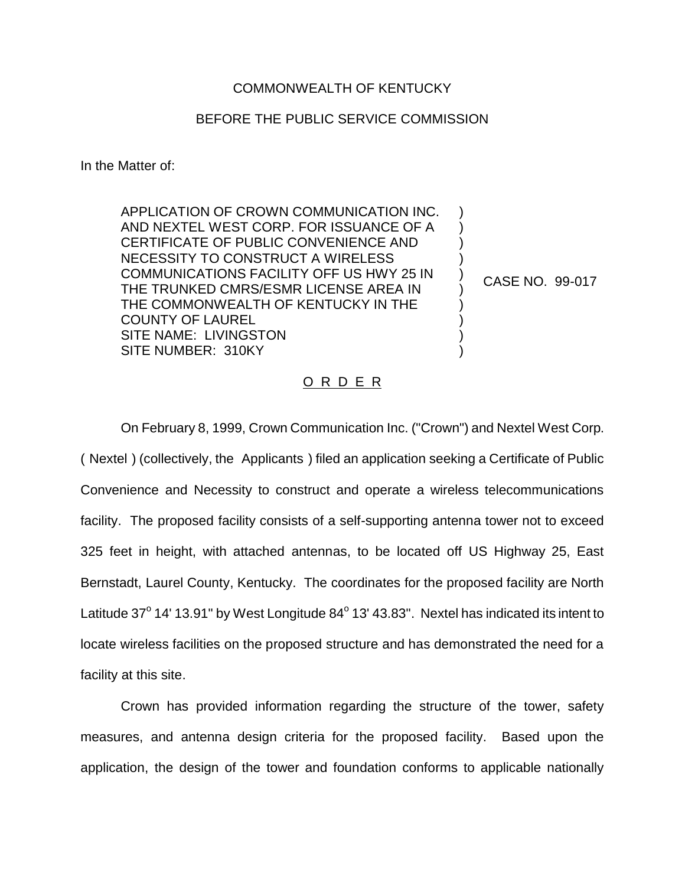COMMONWEALTH OF KENTUCKY

BEFORE THE PUBLIC SERVICE COMMISSION

In the Matter of:

APPLICATION OF CROWN COMMUNICATION INC. AND NEXTEL WEST CORP. FOR ISSUANCE OF A CERTIFICATE OF PUBLIC CONVENIENCE AND NECESSITY TO CONSTRUCT A WIRELESS COMMUNICATIONS FACILITY OFF US HWY 25 IN THE TRUNKED CMRS/ESMR LICENSE AREA IN THE COMMONWEALTH OF KENTUCKY IN THE COUNTY OF LAUREL
SITE NAME: LIVINGSTON
SITE NUMBER: 310KY

) CASE NO. 99-017

O R D E R

On February 8, 1999, Crown Communication Inc. ("Crown") and Nextel West Corp. ( Nextel ) (collectively, the Applicants ) filed an application seeking a Certificate of Public Convenience and Necessity to construct and operate a wireless telecommunications facility. The proposed facility consists of a self-supporting antenna tower not to exceed 325 feet in height, with attached antennas, to be located off US Highway 25, East Bernstadt, Laurel County, Kentucky. The coordinates for the proposed facility are North Latitude 37° 14' 13.91" by West Longitude 84° 13' 43.83". Nextel has indicated its intent to locate wireless facilities on the proposed structure and has demonstrated the need for a facility at this site.

Crown has provided information regarding the structure of the tower, safety measures, and antenna design criteria for the proposed facility. Based upon the application, the design of the tower and foundation conforms to applicable nationally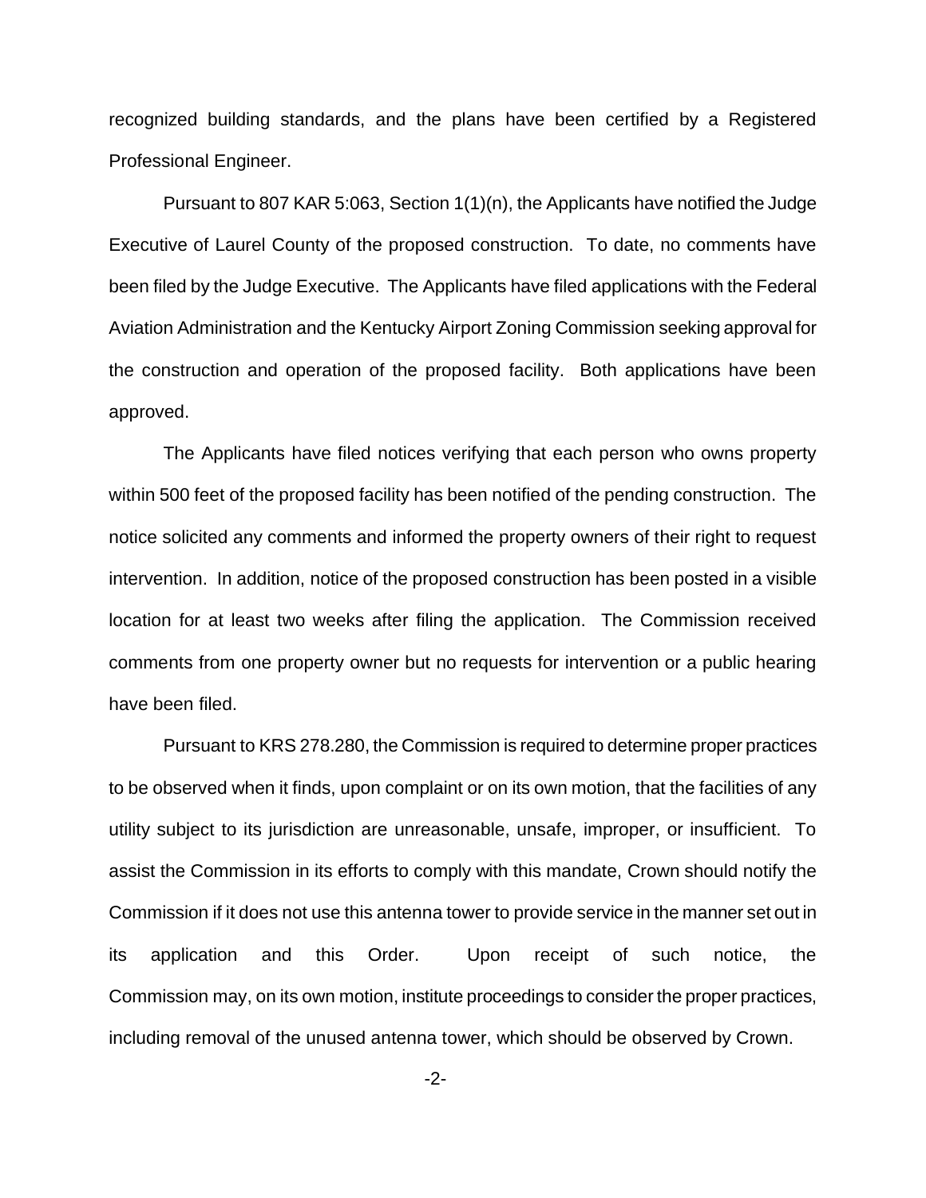recognized building standards, and the plans have been certified by a Registered Professional Engineer.

Pursuant to 807 KAR 5:063, Section 1(1)(n), the Applicants have notified the Judge Executive of Laurel County of the proposed construction. To date, no comments have been filed by the Judge Executive. The Applicants have filed applications with the Federal Aviation Administration and the Kentucky Airport Zoning Commission seeking approval for the construction and operation of the proposed facility. Both applications have been approved.

The Applicants have filed notices verifying that each person who owns property within 500 feet of the proposed facility has been notified of the pending construction. The notice solicited any comments and informed the property owners of their right to request intervention. In addition, notice of the proposed construction has been posted in a visible location for at least two weeks after filing the application. The Commission received comments from one property owner but no requests for intervention or a public hearing have been filed.

Pursuant to KRS 278.280, the Commission is required to determine proper practices to be observed when it finds, upon complaint or on its own motion, that the facilities of any utility subject to its jurisdiction are unreasonable, unsafe, improper, or insufficient. To assist the Commission in its efforts to comply with this mandate, Crown should notify the Commission if it does not use this antenna tower to provide service in the manner set out in its application and this Order. Upon receipt of such notice, the Commission may, on its own motion, institute proceedings to consider the proper practices, including removal of the unused antenna tower, which should be observed by Crown.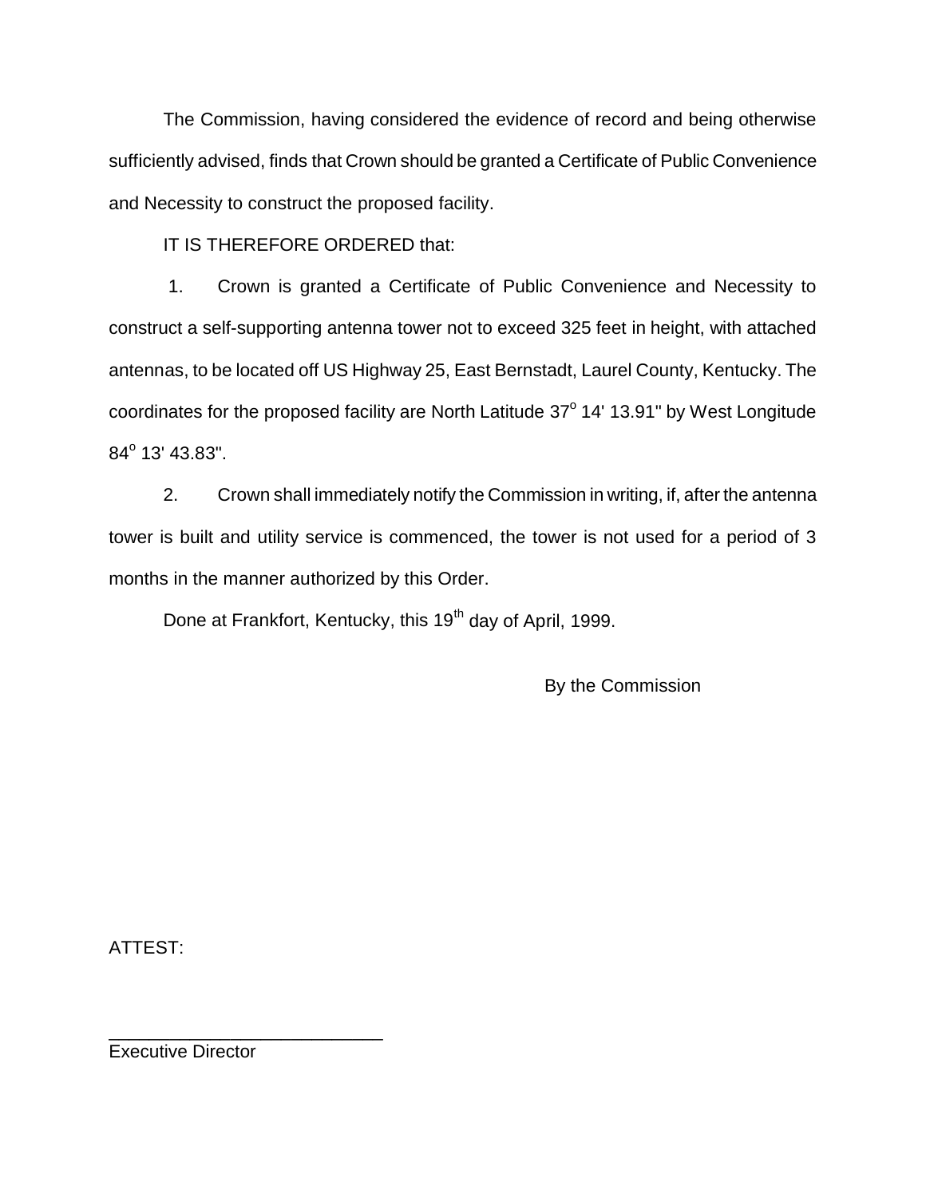The Commission, having considered the evidence of record and being otherwise sufficiently advised, finds that Crown should be granted a Certificate of Public Convenience and Necessity to construct the proposed facility.

IT IS THEREFORE ORDERED that:

1. Crown is granted a Certificate of Public Convenience and Necessity to construct a self-supporting antenna tower not to exceed 325 feet in height, with attached antennas, to be located off US Highway 25, East Bernstadt, Laurel County, Kentucky. The coordinates for the proposed facility are North Latitude 37° 14' 13.91" by West Longitude 84° 13' 43.83".

2. Crown shall immediately notify the Commission in writing, if, after the antenna tower is built and utility service is commenced, the tower is not used for a period of 3 months in the manner authorized by this Order.

Done at Frankfort, Kentucky, this 19th day of April, 1999.

By the Commission

ATTEST:

___________________________
Executive Director